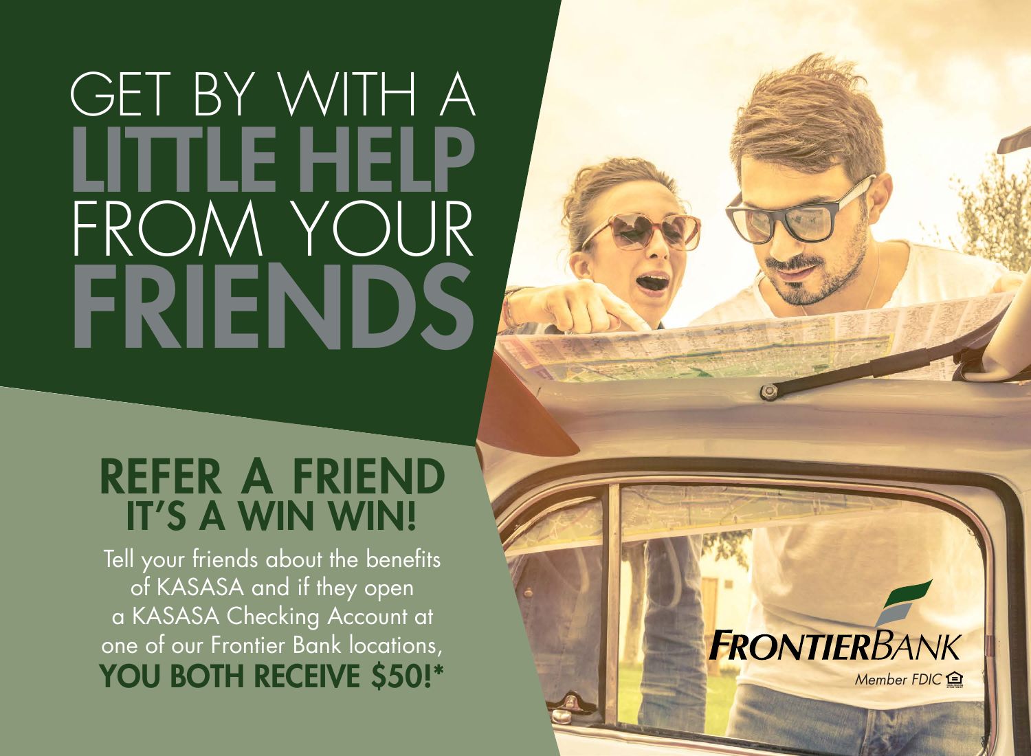# GET BY WITH A LITTLE HELP FROM YOUR FRIENDS

## REFER A FRIEND IT'S A WIN WIN!

Tell your friends about the benefits of KASASA and if they open a KASASA Checking Account at one of our Frontier Bank locations, **YOU BOTH RECEIVE $50!***

FRONTIERBANK

*Member FDIC*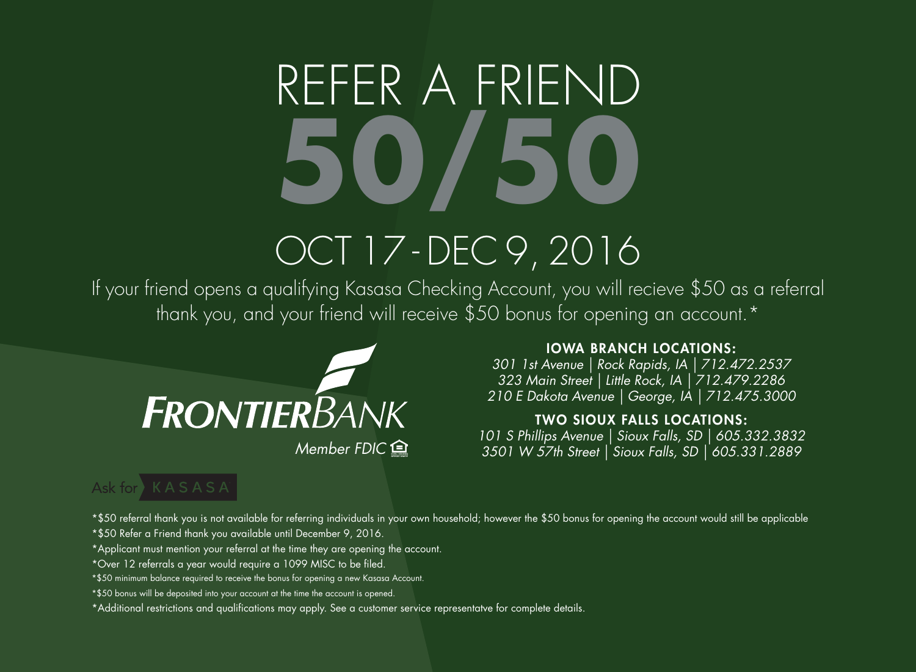# REFER A FRIEND

# 50/50

## OCT 17 - DEC 9, 2016

If your friend opens a qualifying Kasasa Checking Account, you will recieve $50 as a referral thank you, and your friend will receive $50 bonus for opening an account.*

**FRONTIERBANK**

*Member FDIC*

**IOWA BRANCH LOCATIONS:**

*301 1st Avenue | Rock Rapids, IA | 712.472.2537*
*323 Main Street | Little Rock, IA | 712.479.2286*
*210 E Dakota Avenue | George, IA | 712.475.3000*

**TWO SIOUX FALLS LOCATIONS:**

*101 S Phillips Avenue | Sioux Falls, SD | 605.332.3832*
*3501 W 57th Street | Sioux Falls, SD | 605.331.2889*

Ask for KASASA

*$50 referral thank you is not available for referring individuals in your own household; however the $50 bonus for opening the account would still be applicable
*$50 Refer a Friend thank you available until December 9, 2016.
*Applicant must mention your referral at the time they are opening the account.
*Over 12 referrals a year would require a 1099 MISC to be filed.
*$50 minimum balance required to receive the bonus for opening a new Kasasa Account.
*$50 bonus will be deposited into your account at the time the account is opened.
*Additional restrictions and qualifications may apply. See a customer service representatve for complete details.